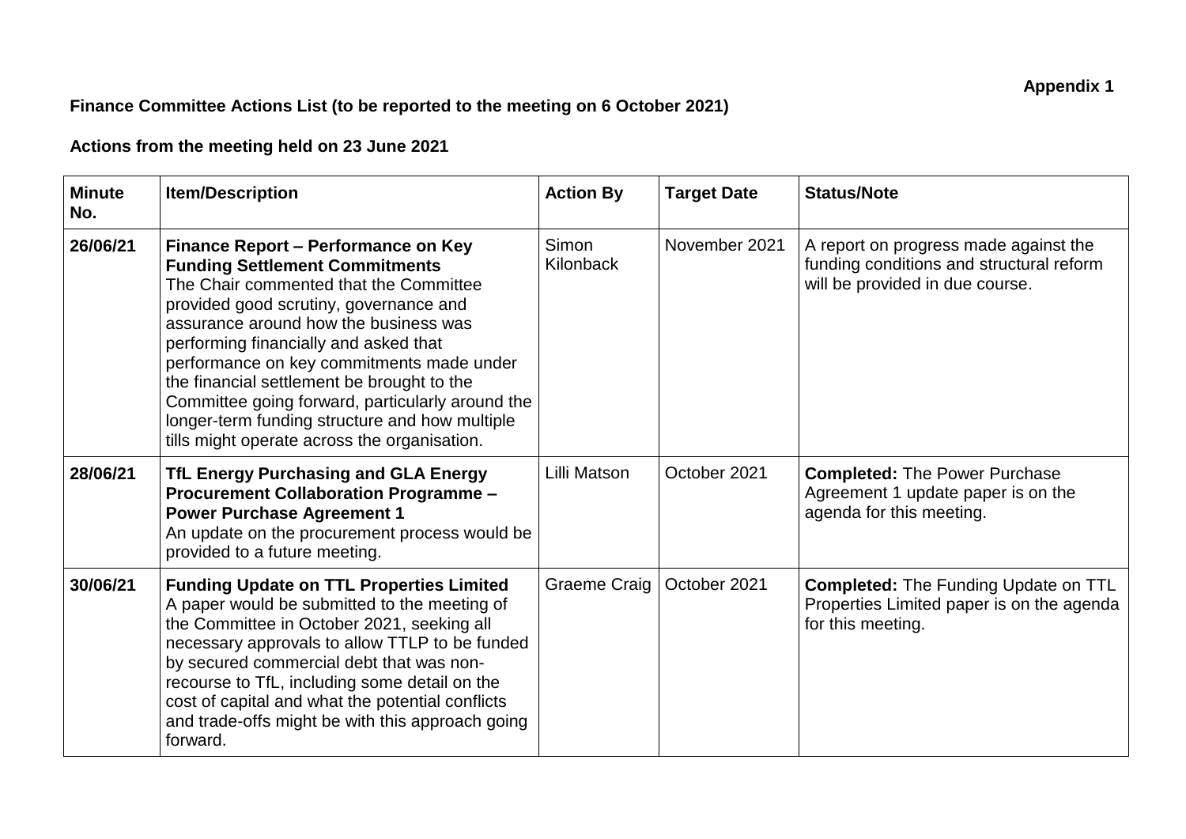**Appendix 1**

## Finance Committee Actions List (to be reported to the meeting on 6 October 2021)

### Actions from the meeting held on 23 June 2021

| Minute No. | Item/Description | Action By | Target Date | Status/Note |
|---|---|---|---|---|
| 26/06/21 | **Finance Report – Performance on Key Funding Settlement Commitments** The Chair commented that the Committee provided good scrutiny, governance and assurance around how the business was performing financially and asked that performance on key commitments made under the financial settlement be brought to the Committee going forward, particularly around the longer-term funding structure and how multiple tills might operate across the organisation. | Simon Kilonback | November 2021 | A report on progress made against the funding conditions and structural reform will be provided in due course. |
| 28/06/21 | **TfL Energy Purchasing and GLA Energy Procurement Collaboration Programme – Power Purchase Agreement 1** An update on the procurement process would be provided to a future meeting. | Lilli Matson | October 2021 | **Completed:** The Power Purchase Agreement 1 update paper is on the agenda for this meeting. |
| 30/06/21 | **Funding Update on TTL Properties Limited** A paper would be submitted to the meeting of the Committee in October 2021, seeking all necessary approvals to allow TTLP to be funded by secured commercial debt that was non-recourse to TfL, including some detail on the cost of capital and what the potential conflicts and trade-offs might be with this approach going forward. | Graeme Craig | October 2021 | **Completed:** The Funding Update on TTL Properties Limited paper is on the agenda for this meeting. |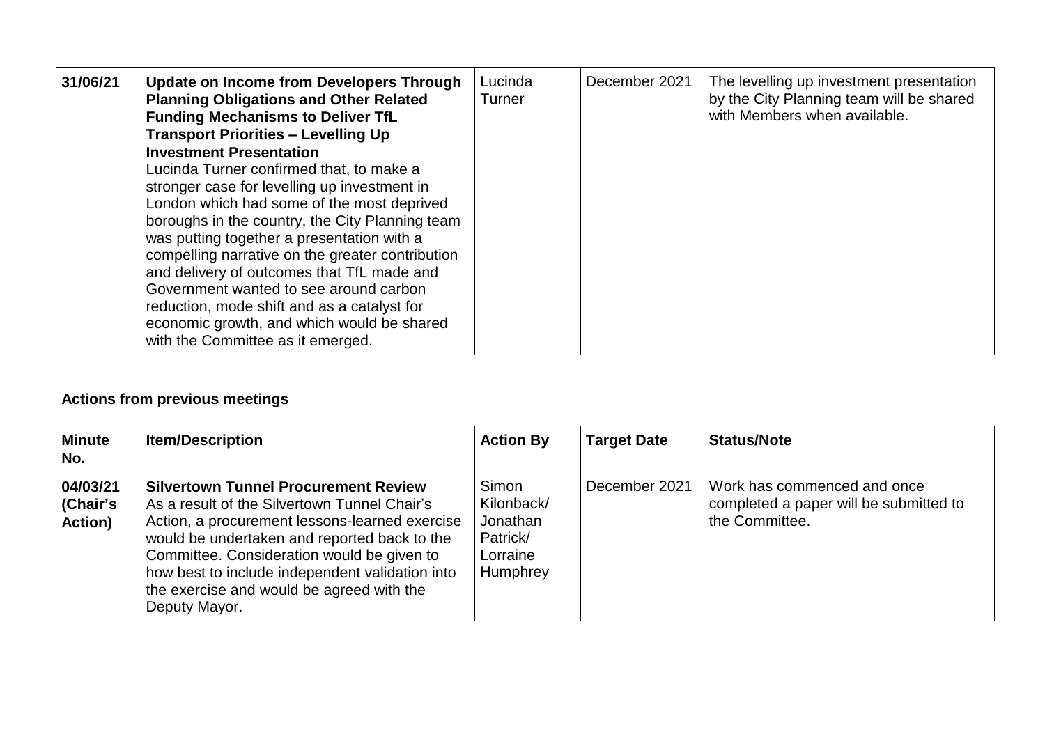| | | | | |
|---|---|---|---|---|
| 31/06/21 | **Update on Income from Developers Through Planning Obligations and Other Related Funding Mechanisms to Deliver TfL Transport Priorities – Levelling Up Investment Presentation** Lucinda Turner confirmed that, to make a stronger case for levelling up investment in London which had some of the most deprived boroughs in the country, the City Planning team was putting together a presentation with a compelling narrative on the greater contribution and delivery of outcomes that TfL made and Government wanted to see around carbon reduction, mode shift and as a catalyst for economic growth, and which would be shared with the Committee as it emerged. | Lucinda Turner | December 2021 | The levelling up investment presentation by the City Planning team will be shared with Members when available. |

**Actions from previous meetings**

| Minute No. | Item/Description | Action By | Target Date | Status/Note |
|---|---|---|---|---|
| 04/03/21 (Chair's Action) | **Silvertown Tunnel Procurement Review** As a result of the Silvertown Tunnel Chair's Action, a procurement lessons-learned exercise would be undertaken and reported back to the Committee. Consideration would be given to how best to include independent validation into the exercise and would be agreed with the Deputy Mayor. | Simon Kilonback/ Jonathan Patrick/ Lorraine Humphrey | December 2021 | Work has commenced and once completed a paper will be submitted to the Committee. |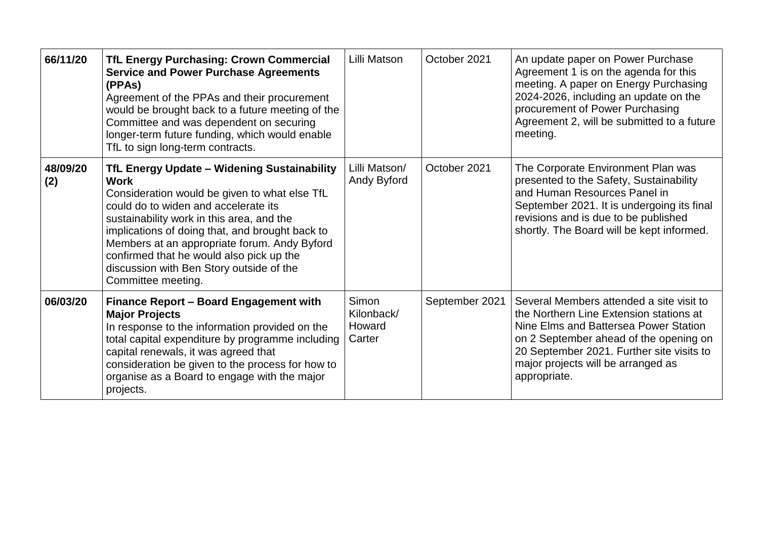| | | | | |
|---|---|---|---|---|
| **66/11/20** | **TfL Energy Purchasing: Crown Commercial Service and Power Purchase Agreements (PPAs)**<br>Agreement of the PPAs and their procurement would be brought back to a future meeting of the Committee and was dependent on securing longer-term future funding, which would enable TfL to sign long-term contracts. | Lilli Matson | October 2021 | An update paper on Power Purchase Agreement 1 is on the agenda for this meeting. A paper on Energy Purchasing 2024-2026, including an update on the procurement of Power Purchasing Agreement 2, will be submitted to a future meeting. |
| **48/09/20 (2)** | **TfL Energy Update – Widening Sustainability Work**<br>Consideration would be given to what else TfL could do to widen and accelerate its sustainability work in this area, and the implications of doing that, and brought back to Members at an appropriate forum. Andy Byford confirmed that he would also pick up the discussion with Ben Story outside of the Committee meeting. | Lilli Matson/ Andy Byford | October 2021 | The Corporate Environment Plan was presented to the Safety, Sustainability and Human Resources Panel in September 2021. It is undergoing its final revisions and is due to be published shortly. The Board will be kept informed. |
| **06/03/20** | **Finance Report – Board Engagement with Major Projects**<br>In response to the information provided on the total capital expenditure by programme including capital renewals, it was agreed that consideration be given to the process for how to organise as a Board to engage with the major projects. | Simon Kilonback/ Howard Carter | September 2021 | Several Members attended a site visit to the Northern Line Extension stations at Nine Elms and Battersea Power Station on 2 September ahead of the opening on 20 September 2021. Further site visits to major projects will be arranged as appropriate. |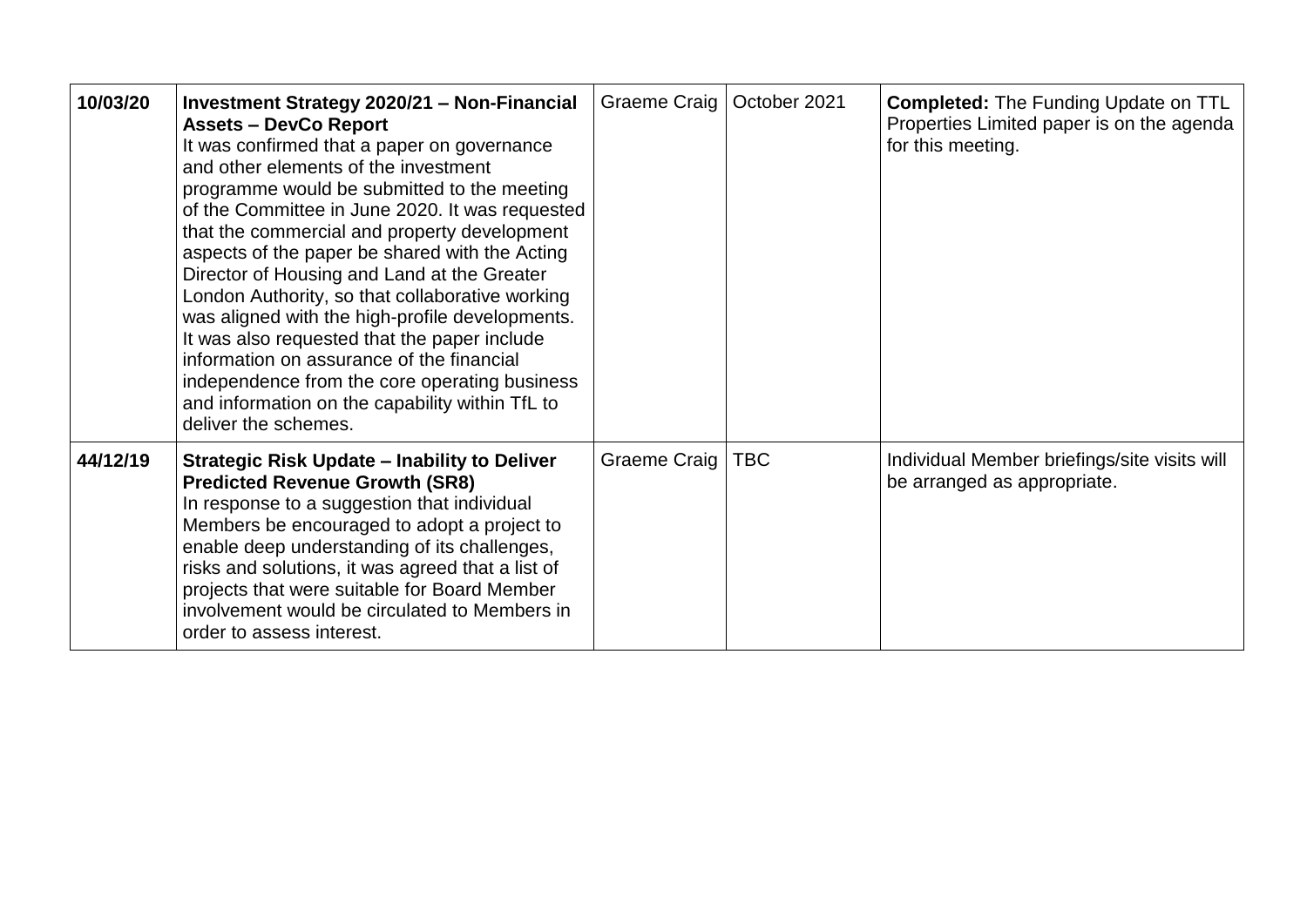| | | | | |
|---|---|---|---|---|
| **10/03/20** | **Investment Strategy 2020/21 – Non-Financial Assets – DevCo Report**<br>It was confirmed that a paper on governance and other elements of the investment programme would be submitted to the meeting of the Committee in June 2020. It was requested that the commercial and property development aspects of the paper be shared with the Acting Director of Housing and Land at the Greater London Authority, so that collaborative working was aligned with the high-profile developments. It was also requested that the paper include information on assurance of the financial independence from the core operating business and information on the capability within TfL to deliver the schemes. | Graeme Craig | October 2021 | **Completed:** The Funding Update on TTL Properties Limited paper is on the agenda for this meeting. |
| **44/12/19** | **Strategic Risk Update – Inability to Deliver Predicted Revenue Growth (SR8)**<br>In response to a suggestion that individual Members be encouraged to adopt a project to enable deep understanding of its challenges, risks and solutions, it was agreed that a list of projects that were suitable for Board Member involvement would be circulated to Members in order to assess interest. | Graeme Craig | TBC | Individual Member briefings/site visits will be arranged as appropriate. |